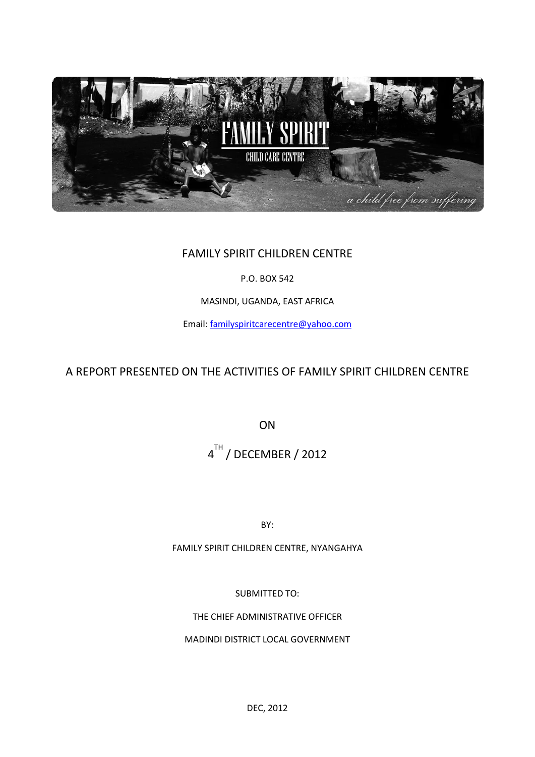FAMILY SPIRIT CHILDREN CENTRE

P.O. BOX 542

MASINDI, UGANDA, EAST AFRICA

Email: familyspiritcarecentre@yahoo.com

A REPORT PRESENTED ON THE ACTIVITIES OF FAMILY SPIRIT CHILDREN CENTRE

ON

4TH / DECEMBER / 2012

BY:

FAMILY SPIRIT CHILDREN CENTRE, NYANGAHYA

SUBMITTED TO:

THE CHIEF ADMINISTRATIVE OFFICER

MADINDI DISTRICT LOCAL GOVERNMENT

DEC, 2012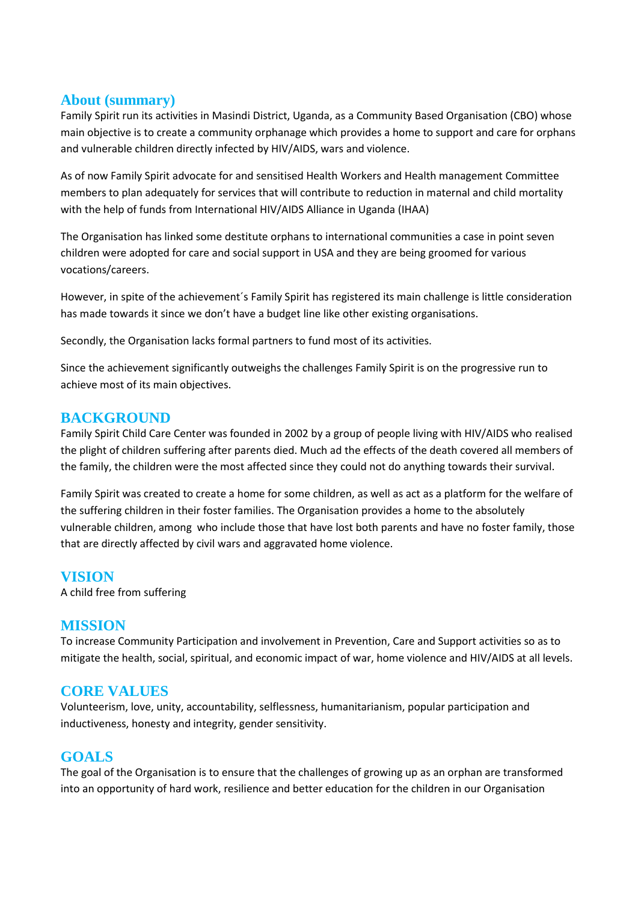## About (summary)

Family Spirit run its activities in Masindi District, Uganda, as a Community Based Organisation (CBO) whose main objective is to create a community orphanage which provides a home to support and care for orphans and vulnerable children directly infected by HIV/AIDS, wars and violence.

As of now Family Spirit advocate for and sensitised Health Workers and Health management Committee members to plan adequately for services that will contribute to reduction in maternal and child mortality with the help of funds from International HIV/AIDS Alliance in Uganda (IHAA)

The Organisation has linked some destitute orphans to international communities a case in point seven children were adopted for care and social support in USA and they are being groomed for various vocations/careers.

However, in spite of the achievement´s Family Spirit has registered its main challenge is little consideration has made towards it since we don't have a budget line like other existing organisations.

Secondly, the Organisation lacks formal partners to fund most of its activities.

Since the achievement significantly outweighs the challenges Family Spirit is on the progressive run to achieve most of its main objectives.

## BACKGROUND

Family Spirit Child Care Center was founded in 2002 by a group of people living with HIV/AIDS who realised the plight of children suffering after parents died. Much ad the effects of the death covered all members of the family, the children were the most affected since they could not do anything towards their survival.

Family Spirit was created to create a home for some children, as well as act as a platform for the welfare of the suffering children in their foster families. The Organisation provides a home to the absolutely vulnerable children, among who include those that have lost both parents and have no foster family, those that are directly affected by civil wars and aggravated home violence.

## VISION

A child free from suffering

## MISSION

To increase Community Participation and involvement in Prevention, Care and Support activities so as to mitigate the health, social, spiritual, and economic impact of war, home violence and HIV/AIDS at all levels.

## CORE VALUES

Volunteerism, love, unity, accountability, selflessness, humanitarianism, popular participation and inductiveness, honesty and integrity, gender sensitivity.

## GOALS

The goal of the Organisation is to ensure that the challenges of growing up as an orphan are transformed into an opportunity of hard work, resilience and better education for the children in our Organisation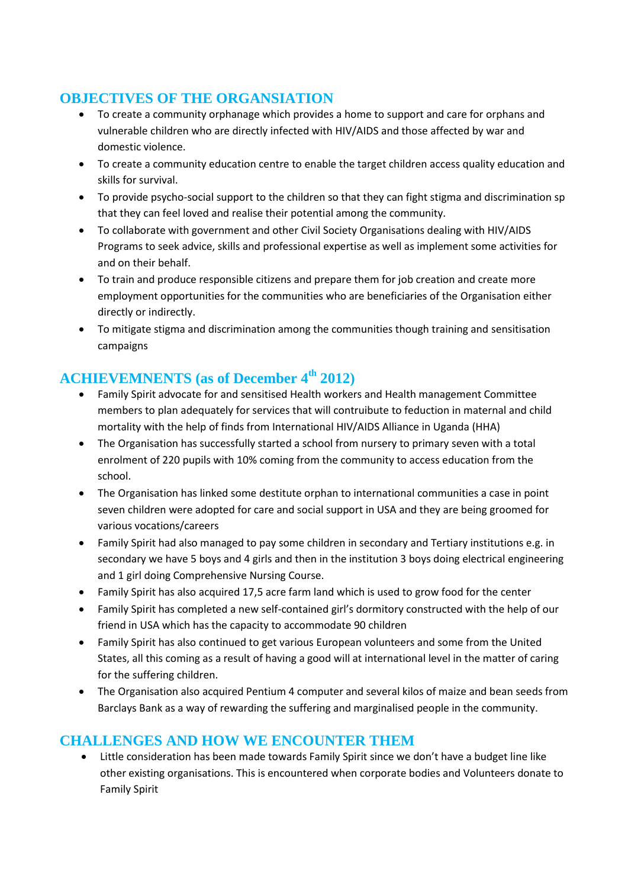## OBJECTIVES OF THE ORGANSIATION

- To create a community orphanage which provides a home to support and care for orphans and vulnerable children who are directly infected with HIV/AIDS and those affected by war and domestic violence.
- To create a community education centre to enable the target children access quality education and skills for survival.
- To provide psycho-social support to the children so that they can fight stigma and discrimination sp that they can feel loved and realise their potential among the community.
- To collaborate with government and other Civil Society Organisations dealing with HIV/AIDS Programs to seek advice, skills and professional expertise as well as implement some activities for and on their behalf.
- To train and produce responsible citizens and prepare them for job creation and create more employment opportunities for the communities who are beneficiaries of the Organisation either directly or indirectly.
- To mitigate stigma and discrimination among the communities though training and sensitisation campaigns

## ACHIEVEMNENTS (as of December 4th 2012)

- Family Spirit advocate for and sensitised Health workers and Health management Committee members to plan adequately for services that will contruibute to feduction in maternal and child mortality with the help of finds from International HIV/AIDS Alliance in Uganda (HHA)
- The Organisation has successfully started a school from nursery to primary seven with a total enrolment of 220 pupils with 10% coming from the community to access education from the school.
- The Organisation has linked some destitute orphan to international communities a case in point seven children were adopted for care and social support in USA and they are being groomed for various vocations/careers
- Family Spirit had also managed to pay some children in secondary and Tertiary institutions e.g. in secondary we have 5 boys and 4 girls and then in the institution 3 boys doing electrical engineering and 1 girl doing Comprehensive Nursing Course.
- Family Spirit has also acquired 17,5 acre farm land which is used to grow food for the center
- Family Spirit has completed a new self-contained girl's dormitory constructed with the help of our friend in USA which has the capacity to accommodate 90 children
- Family Spirit has also continued to get various European volunteers and some from the United States, all this coming as a result of having a good will at international level in the matter of caring for the suffering children.
- The Organisation also acquired Pentium 4 computer and several kilos of maize and bean seeds from Barclays Bank as a way of rewarding the suffering and marginalised people in the community.

## CHALLENGES AND HOW WE ENCOUNTER THEM

- Little consideration has been made towards Family Spirit since we don't have a budget line like other existing organisations. This is encountered when corporate bodies and Volunteers donate to Family Spirit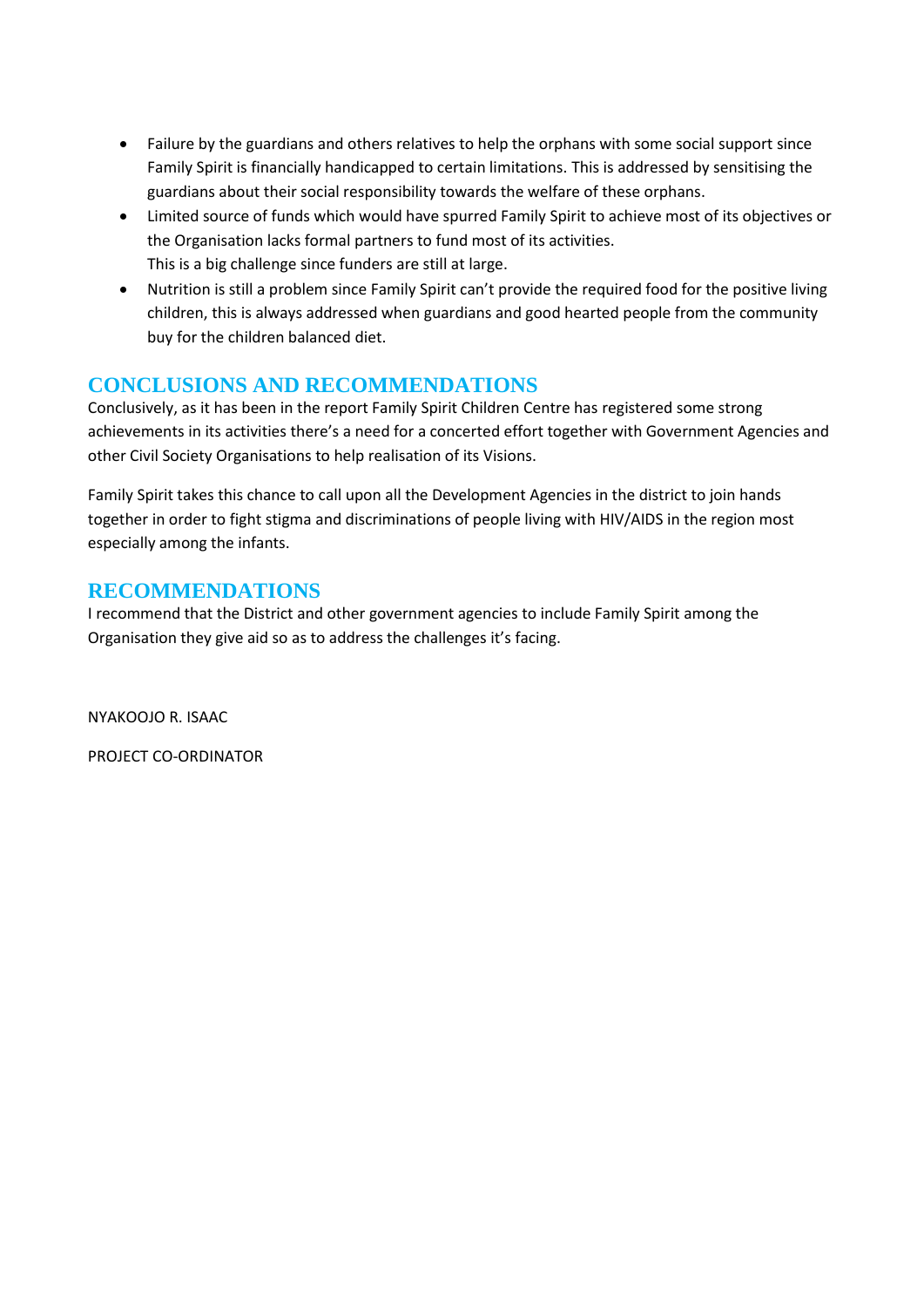- Failure by the guardians and others relatives to help the orphans with some social support since Family Spirit is financially handicapped to certain limitations. This is addressed by sensitising the guardians about their social responsibility towards the welfare of these orphans.
- Limited source of funds which would have spurred Family Spirit to achieve most of its objectives or the Organisation lacks formal partners to fund most of its activities.
  This is a big challenge since funders are still at large.
- Nutrition is still a problem since Family Spirit can't provide the required food for the positive living children, this is always addressed when guardians and good hearted people from the community buy for the children balanced diet.

## CONCLUSIONS AND RECOMMENDATIONS

Conclusively, as it has been in the report Family Spirit Children Centre has registered some strong achievements in its activities there's a need for a concerted effort together with Government Agencies and other Civil Society Organisations to help realisation of its Visions.

Family Spirit takes this chance to call upon all the Development Agencies in the district to join hands together in order to fight stigma and discriminations of people living with HIV/AIDS in the region most especially among the infants.

## RECOMMENDATIONS

I recommend that the District and other government agencies to include Family Spirit among the Organisation they give aid so as to address the challenges it's facing.

NYAKOOJO R. ISAAC

PROJECT CO-ORDINATOR